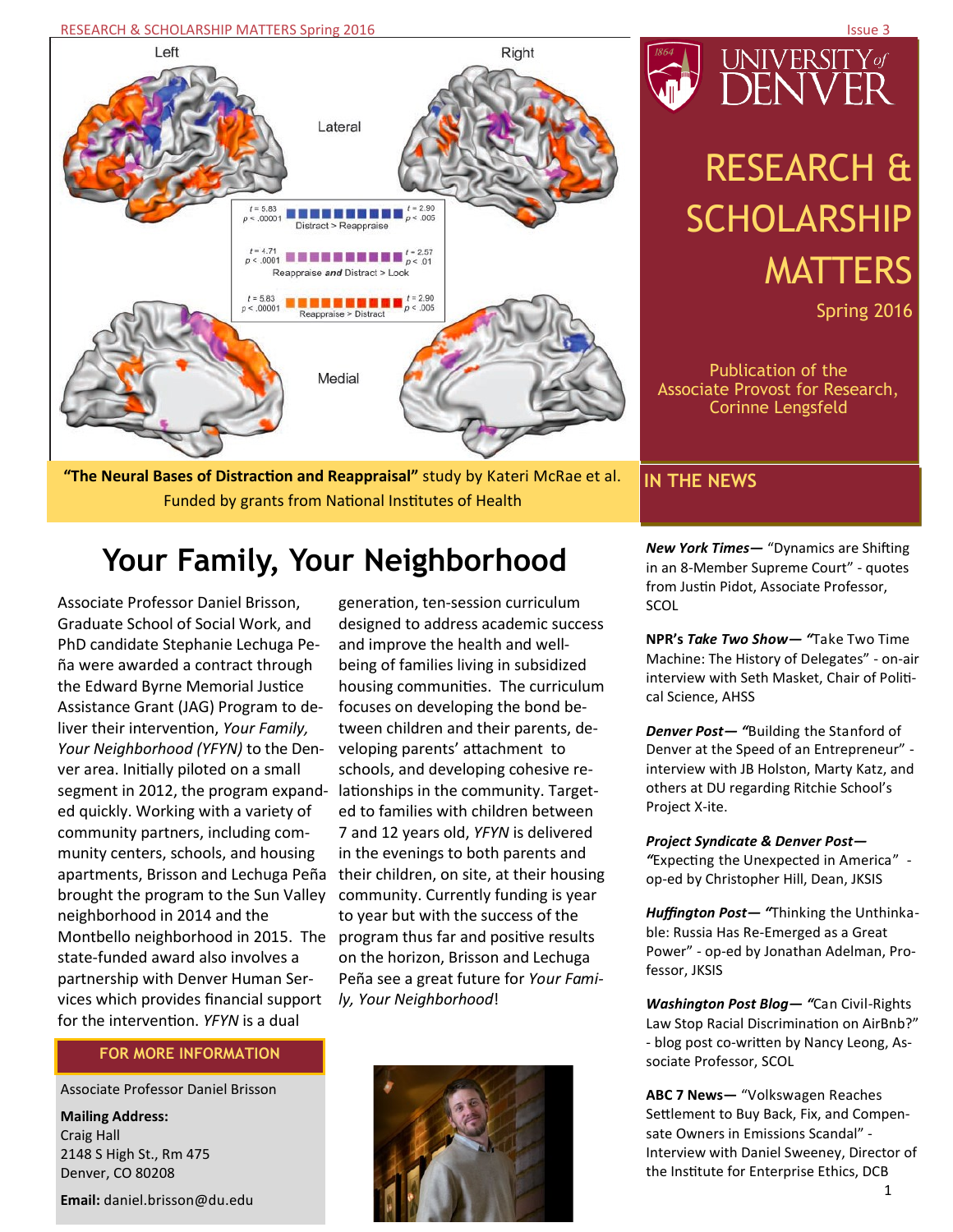# RESEARCH & SCHOLARSHIP MATTERS

Spring 2016

Publication of the Associate Provost for Research, Corinne Lengsfeld

**"The Neural Bases of Distraction and Reappraisal"** study by Kateri McRae et al. Funded by grants from National Institutes of Health

## Your Family, Your Neighborhood

Associate Professor Daniel Brisson, Graduate School of Social Work, and PhD candidate Stephanie Lechuga Peña were awarded a contract through the Edward Byrne Memorial Justice Assistance Grant (JAG) Program to deliver their intervention, *Your Family, Your Neighborhood (YFYN)* to the Denver area. Initially piloted on a small segment in 2012, the program expanded quickly. Working with a variety of community partners, including community centers, schools, and housing apartments, Brisson and Lechuga Peña brought the program to the Sun Valley neighborhood in 2014 and the Montbello neighborhood in 2015. The state-funded award also involves a partnership with Denver Human Services which provides financial support for the intervention. *YFYN* is a dual generation, ten-session curriculum designed to address academic success and improve the health and well-being of families living in subsidized housing communities. The curriculum focuses on developing the bond between children and their parents, developing parents' attachment to schools, and developing cohesive relationships in the community. Targeted to families with children between 7 and 12 years old, *YFYN* is delivered in the evenings to both parents and their children, on site, at their housing community. Currently funding is year to year but with the success of the program thus far and positive results on the horizon, Brisson and Lechuga Peña see a great future for *Your Family, Your Neighborhood*!

### FOR MORE INFORMATION

Associate Professor Daniel Brisson

**Mailing Address:**
Craig Hall
2148 S High St., Rm 475
Denver, CO 80208

**Email:** daniel.brisson@du.edu

## IN THE NEWS

***New York Times*—** "Dynamics are Shifting in an 8-Member Supreme Court" - quotes from Justin Pidot, Associate Professor, SCOL

**NPR's *Take Two Show*—** "Take Two Time Machine: The History of Delegates" - on-air interview with Seth Masket, Chair of Political Science, AHSS

***Denver Post*—** "Building the Stanford of Denver at the Speed of an Entrepreneur" - interview with JB Holston, Marty Katz, and others at DU regarding Ritchie School's Project X-ite.

***Project Syndicate & Denver Post*—** "Expecting the Unexpected in America" - op-ed by Christopher Hill, Dean, JKSIS

***Huffington Post*—** "Thinking the Unthinkable: Russia Has Re-Emerged as a Great Power" - op-ed by Jonathan Adelman, Professor, JKSIS

***Washington Post Blog*—** "Can Civil-Rights Law Stop Racial Discrimination on AirBnb?" - blog post co-written by Nancy Leong, Associate Professor, SCOL

**ABC 7 News—** "Volkswagen Reaches Settlement to Buy Back, Fix, and Compensate Owners in Emissions Scandal" - Interview with Daniel Sweeney, Director of the Institute for Enterprise Ethics, DCB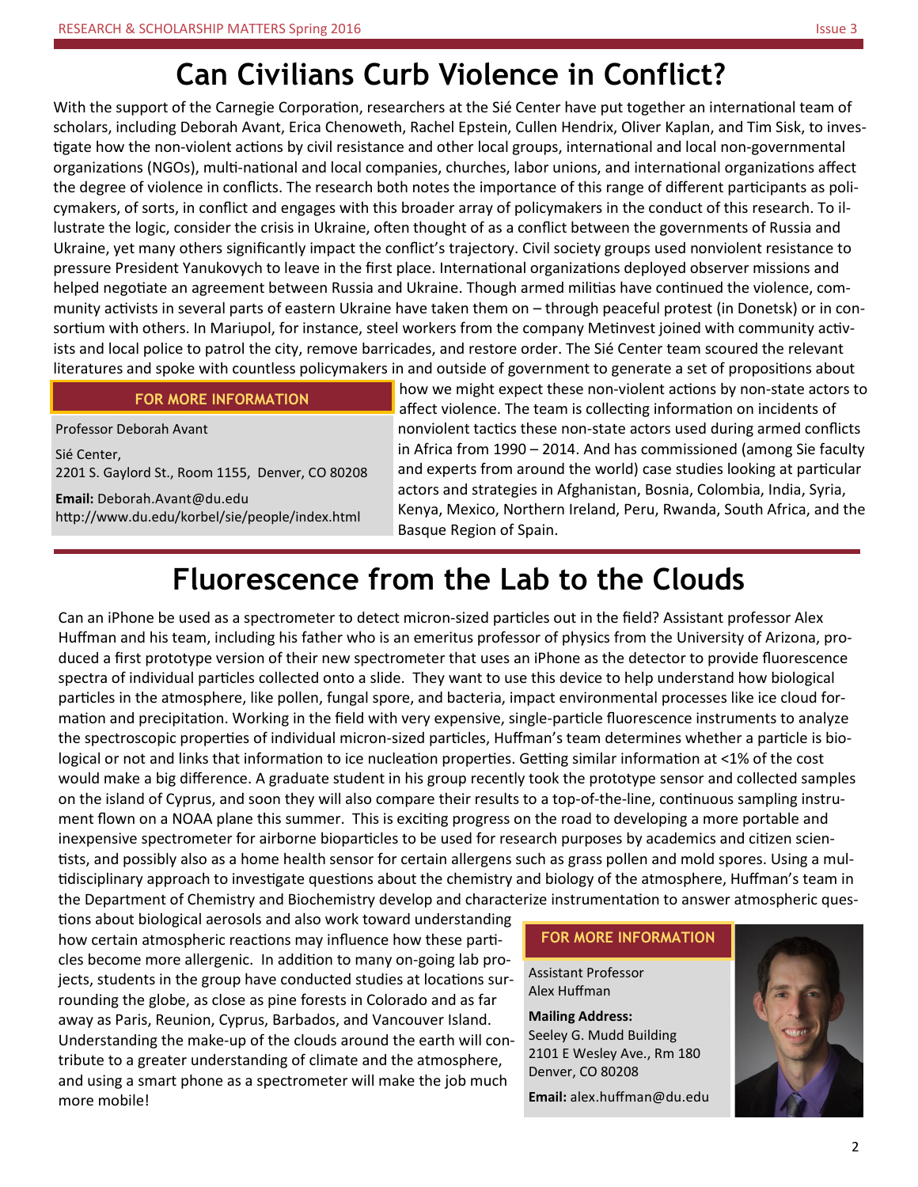# Can Civilians Curb Violence in Conflict?

With the support of the Carnegie Corporation, researchers at the Sié Center have put together an international team of scholars, including Deborah Avant, Erica Chenoweth, Rachel Epstein, Cullen Hendrix, Oliver Kaplan, and Tim Sisk, to investigate how the non-violent actions by civil resistance and other local groups, international and local non-governmental organizations (NGOs), multi-national and local companies, churches, labor unions, and international organizations affect the degree of violence in conflicts. The research both notes the importance of this range of different participants as policymakers, of sorts, in conflict and engages with this broader array of policymakers in the conduct of this research. To illustrate the logic, consider the crisis in Ukraine, often thought of as a conflict between the governments of Russia and Ukraine, yet many others significantly impact the conflict's trajectory. Civil society groups used nonviolent resistance to pressure President Yanukovych to leave in the first place. International organizations deployed observer missions and helped negotiate an agreement between Russia and Ukraine. Though armed militias have continued the violence, community activists in several parts of eastern Ukraine have taken them on – through peaceful protest (in Donetsk) or in consortium with others. In Mariupol, for instance, steel workers from the company Metinvest joined with community activists and local police to patrol the city, remove barricades, and restore order. The Sié Center team scoured the relevant literatures and spoke with countless policymakers in and outside of government to generate a set of propositions about how we might expect these non-violent actions by non-state actors to affect violence. The team is collecting information on incidents of nonviolent tactics these non-state actors used during armed conflicts in Africa from 1990 – 2014. And has commissioned (among Sie faculty and experts from around the world) case studies looking at particular actors and strategies in Afghanistan, Bosnia, Colombia, India, Syria, Kenya, Mexico, Northern Ireland, Peru, Rwanda, South Africa, and the Basque Region of Spain.

**FOR MORE INFORMATION**

Professor Deborah Avant

Sié Center,
2201 S. Gaylord St., Room 1155, Denver, CO 80208

**Email:** Deborah.Avant@du.edu
http://www.du.edu/korbel/sie/people/index.html

# Fluorescence from the Lab to the Clouds

Can an iPhone be used as a spectrometer to detect micron-sized particles out in the field? Assistant professor Alex Huffman and his team, including his father who is an emeritus professor of physics from the University of Arizona, produced a first prototype version of their new spectrometer that uses an iPhone as the detector to provide fluorescence spectra of individual particles collected onto a slide. They want to use this device to help understand how biological particles in the atmosphere, like pollen, fungal spore, and bacteria, impact environmental processes like ice cloud formation and precipitation. Working in the field with very expensive, single-particle fluorescence instruments to analyze the spectroscopic properties of individual micron-sized particles, Huffman's team determines whether a particle is biological or not and links that information to ice nucleation properties. Getting similar information at <1% of the cost would make a big difference. A graduate student in his group recently took the prototype sensor and collected samples on the island of Cyprus, and soon they will also compare their results to a top-of-the-line, continuous sampling instrument flown on a NOAA plane this summer. This is exciting progress on the road to developing a more portable and inexpensive spectrometer for airborne bioparticles to be used for research purposes by academics and citizen scientists, and possibly also as a home health sensor for certain allergens such as grass pollen and mold spores. Using a multidisciplinary approach to investigate questions about the chemistry and biology of the atmosphere, Huffman's team in the Department of Chemistry and Biochemistry develop and characterize instrumentation to answer atmospheric questions about biological aerosols and also work toward understanding how certain atmospheric reactions may influence how these particles become more allergenic. In addition to many on-going lab projects, students in the group have conducted studies at locations surrounding the globe, as close as pine forests in Colorado and as far away as Paris, Reunion, Cyprus, Barbados, and Vancouver Island. Understanding the make-up of the clouds around the earth will contribute to a greater understanding of climate and the atmosphere, and using a smart phone as a spectrometer will make the job much more mobile!

**FOR MORE INFORMATION**

Assistant Professor
Alex Huffman

**Mailing Address:**
Seeley G. Mudd Building
2101 E Wesley Ave., Rm 180
Denver, CO 80208

**Email:** alex.huffman@du.edu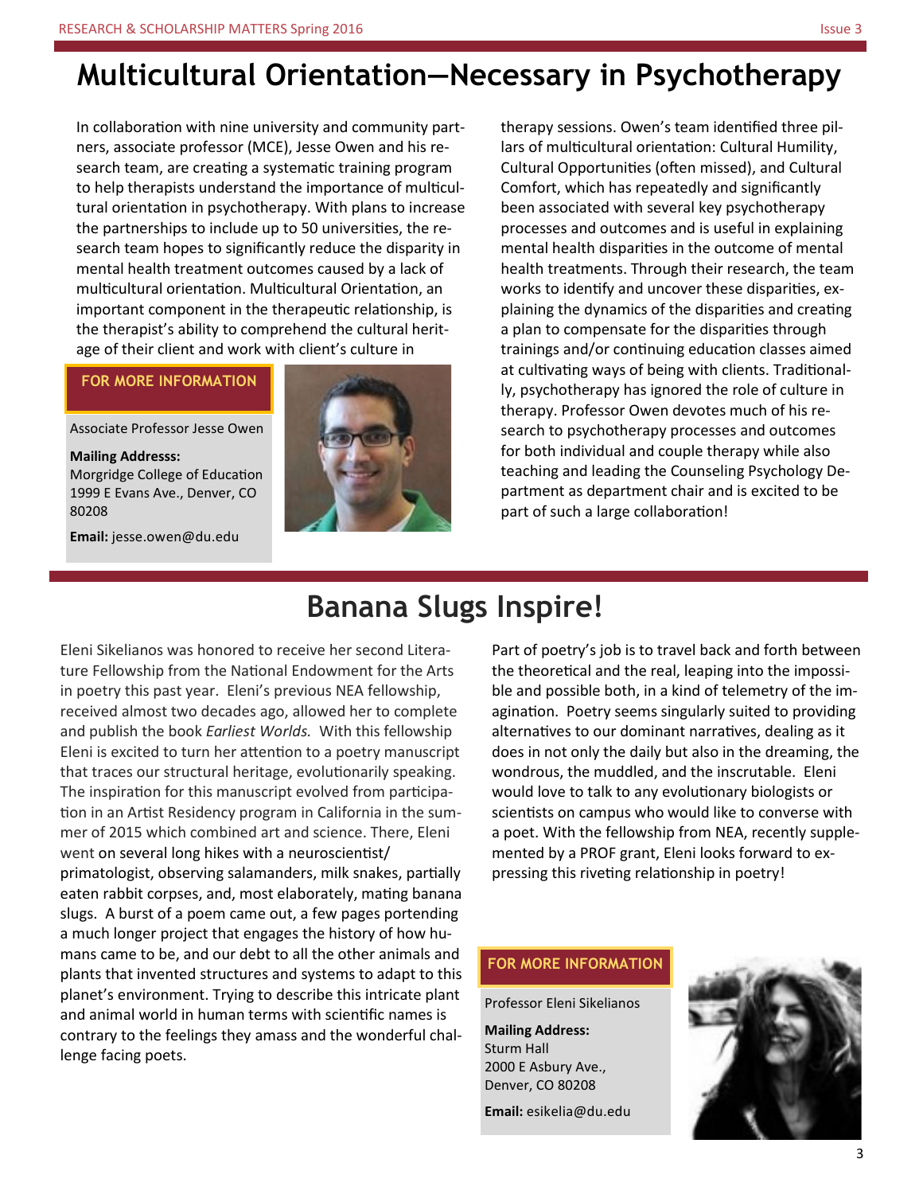# Multicultural Orientation—Necessary in Psychotherapy

In collaboration with nine university and community partners, associate professor (MCE), Jesse Owen and his research team, are creating a systematic training program to help therapists understand the importance of multicultural orientation in psychotherapy. With plans to increase the partnerships to include up to 50 universities, the research team hopes to significantly reduce the disparity in mental health treatment outcomes caused by a lack of multicultural orientation. Multicultural Orientation, an important component in the therapeutic relationship, is the therapist's ability to comprehend the cultural heritage of their client and work with client's culture in therapy sessions. Owen's team identified three pillars of multicultural orientation: Cultural Humility, Cultural Opportunities (often missed), and Cultural Comfort, which has repeatedly and significantly been associated with several key psychotherapy processes and outcomes and is useful in explaining mental health disparities in the outcome of mental health treatments. Through their research, the team works to identify and uncover these disparities, explaining the dynamics of the disparities and creating a plan to compensate for the disparities through trainings and/or continuing education classes aimed at cultivating ways of being with clients. Traditionally, psychotherapy has ignored the role of culture in therapy. Professor Owen devotes much of his research to psychotherapy processes and outcomes for both individual and couple therapy while also teaching and leading the Counseling Psychology Department as department chair and is excited to be part of such a large collaboration!

**FOR MORE INFORMATION**

Associate Professor Jesse Owen

**Mailing Addresss:**
Morgridge College of Education
1999 E Evans Ave., Denver, CO 80208

**Email:** jesse.owen@du.edu

# Banana Slugs Inspire!

Eleni Sikelianos was honored to receive her second Literature Fellowship from the National Endowment for the Arts in poetry this past year. Eleni's previous NEA fellowship, received almost two decades ago, allowed her to complete and publish the book *Earliest Worlds.* With this fellowship Eleni is excited to turn her attention to a poetry manuscript that traces our structural heritage, evolutionarily speaking. The inspiration for this manuscript evolved from participation in an Artist Residency program in California in the summer of 2015 which combined art and science. There, Eleni went on several long hikes with a neuroscientist/primatologist, observing salamanders, milk snakes, partially eaten rabbit corpses, and, most elaborately, mating banana slugs. A burst of a poem came out, a few pages portending a much longer project that engages the history of how humans came to be, and our debt to all the other animals and plants that invented structures and systems to adapt to this planet's environment. Trying to describe this intricate plant and animal world in human terms with scientific names is contrary to the feelings they amass and the wonderful challenge facing poets.

Part of poetry's job is to travel back and forth between the theoretical and the real, leaping into the impossible and possible both, in a kind of telemetry of the imagination. Poetry seems singularly suited to providing alternatives to our dominant narratives, dealing as it does in not only the daily but also in the dreaming, the wondrous, the muddled, and the inscrutable. Eleni would love to talk to any evolutionary biologists or scientists on campus who would like to converse with a poet. With the fellowship from NEA, recently supplemented by a PROF grant, Eleni looks forward to expressing this riveting relationship in poetry!

**FOR MORE INFORMATION**

Professor Eleni Sikelianos

**Mailing Address:**
Sturm Hall
2000 E Asbury Ave.,
Denver, CO 80208

**Email:** esikelia@du.edu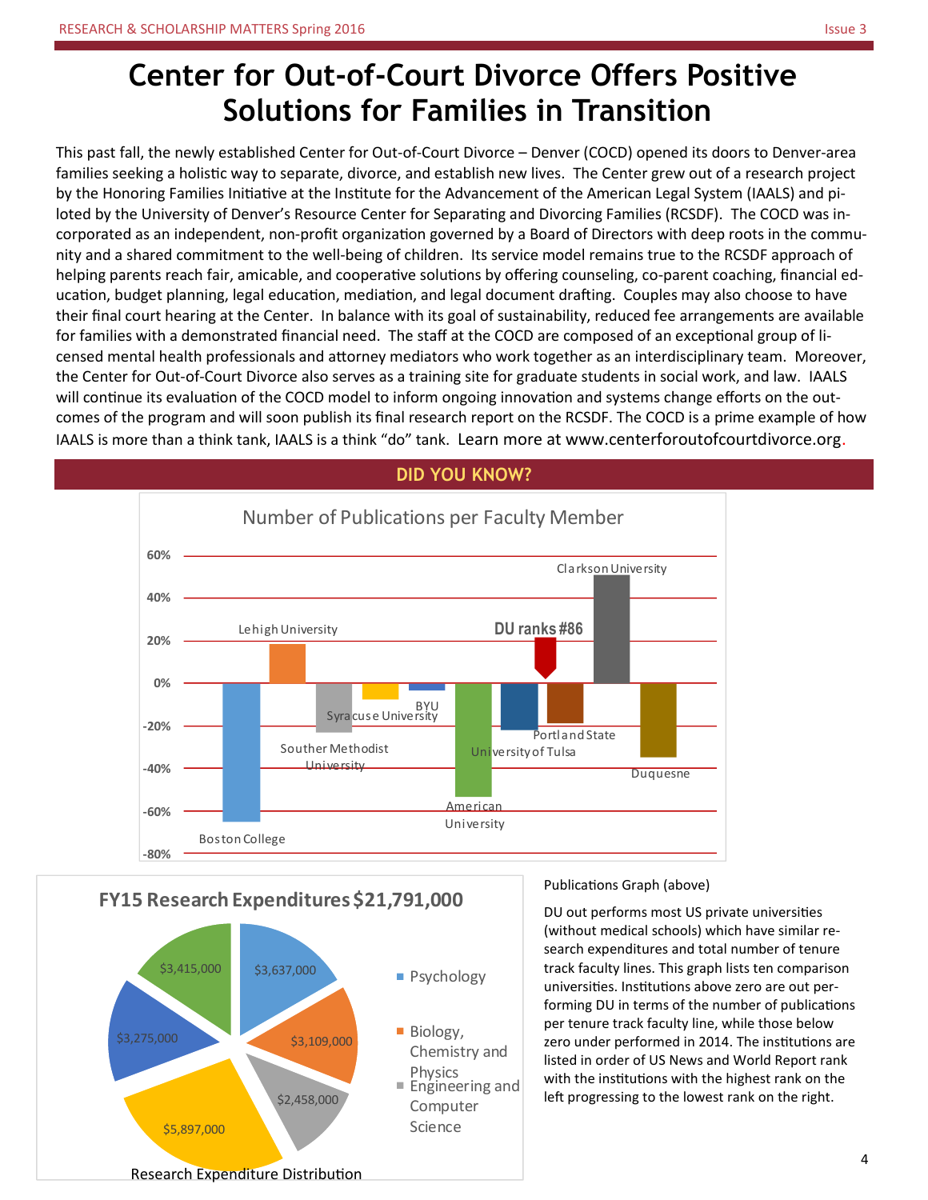# Center for Out-of-Court Divorce Offers Positive Solutions for Families in Transition

This past fall, the newly established Center for Out-of-Court Divorce – Denver (COCD) opened its doors to Denver-area families seeking a holistic way to separate, divorce, and establish new lives. The Center grew out of a research project by the Honoring Families Initiative at the Institute for the Advancement of the American Legal System (IAALS) and piloted by the University of Denver's Resource Center for Separating and Divorcing Families (RCSDF). The COCD was incorporated as an independent, non-profit organization governed by a Board of Directors with deep roots in the community and a shared commitment to the well-being of children. Its service model remains true to the RCSDF approach of helping parents reach fair, amicable, and cooperative solutions by offering counseling, co-parent coaching, financial education, budget planning, legal education, mediation, and legal document drafting. Couples may also choose to have their final court hearing at the Center. In balance with its goal of sustainability, reduced fee arrangements are available for families with a demonstrated financial need. The staff at the COCD are composed of an exceptional group of licensed mental health professionals and attorney mediators who work together as an interdisciplinary team. Moreover, the Center for Out-of-Court Divorce also serves as a training site for graduate students in social work, and law. IAALS will continue its evaluation of the COCD model to inform ongoing innovation and systems change efforts on the outcomes of the program and will soon publish its final research report on the RCSDF. The COCD is a prime example of how IAALS is more than a think tank, IAALS is a think "do" tank. Learn more at www.centerforoutofcourtdivorce.org.

## DID YOU KNOW?

**Number of Publications per Faculty Member**

DU ranks #86

| Institution | Approx. value |
|---|---|
| Boston College | -65% |
| Lehigh University | 18% |
| Souther Methodist University | -23% |
| Syracuse University | -8% |
| BYU | -3% |
| American University | -53% |
| University of Tulsa | -22% |
| Portland State | -19% |
| Clarkson University | 50% |
| Duquesne | -35% |

**FY15 Research Expenditures $21,791,000**

| Category | Amount |
|---|---|
| Psychology | $3,637,000 |
| Biology, Chemistry and Physics | $3,109,000 |
| Engineering and Computer Science | $2,458,000 |
| (unlabeled) | $5,897,000 |
| (unlabeled) | $3,275,000 |
| (unlabeled) | $3,415,000 |

Research Expenditure Distribution

Publications Graph (above)

DU out performs most US private universities (without medical schools) which have similar research expenditures and total number of tenure track faculty lines. This graph lists ten comparison universities. Institutions above zero are out performing DU in terms of the number of publications per tenure track faculty line, while those below zero under performed in 2014. The institutions are listed in order of US News and World Report rank with the institutions with the highest rank on the left progressing to the lowest rank on the right.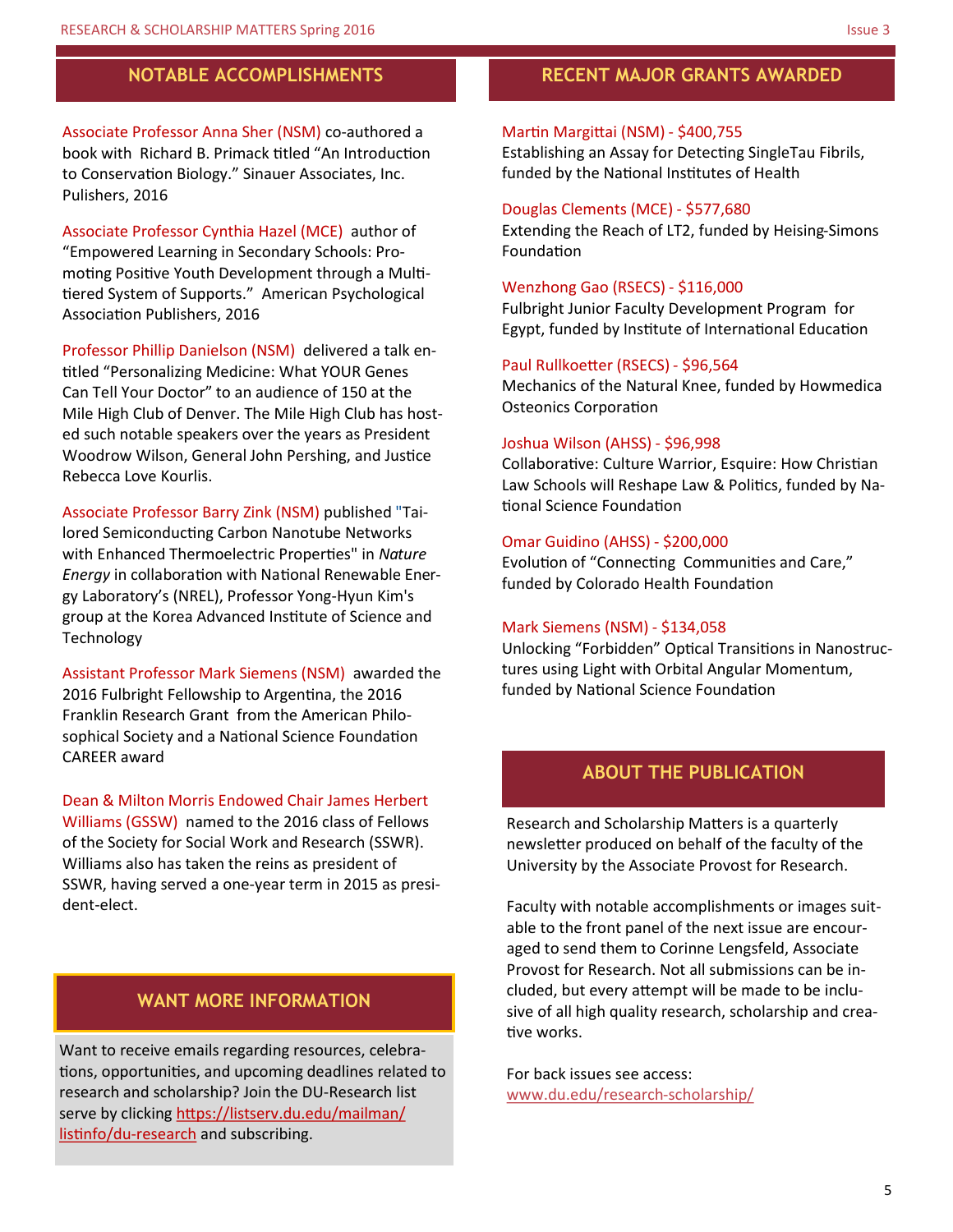## NOTABLE ACCOMPLISHMENTS

Associate Professor Anna Sher (NSM) co-authored a book with Richard B. Primack titled "An Introduction to Conservation Biology." Sinauer Associates, Inc. Pulishers, 2016

Associate Professor Cynthia Hazel (MCE) author of "Empowered Learning in Secondary Schools: Promoting Positive Youth Development through a Multi-tiered System of Supports." American Psychological Association Publishers, 2016

Professor Phillip Danielson (NSM) delivered a talk entitled "Personalizing Medicine: What YOUR Genes Can Tell Your Doctor" to an audience of 150 at the Mile High Club of Denver. The Mile High Club has hosted such notable speakers over the years as President Woodrow Wilson, General John Pershing, and Justice Rebecca Love Kourlis.

Associate Professor Barry Zink (NSM) published "Tailored Semiconducting Carbon Nanotube Networks with Enhanced Thermoelectric Properties" in *Nature Energy* in collaboration with National Renewable Energy Laboratory's (NREL), Professor Yong-Hyun Kim's group at the Korea Advanced Institute of Science and Technology

Assistant Professor Mark Siemens (NSM) awarded the 2016 Fulbright Fellowship to Argentina, the 2016 Franklin Research Grant from the American Philosophical Society and a National Science Foundation CAREER award

Dean & Milton Morris Endowed Chair James Herbert Williams (GSSW) named to the 2016 class of Fellows of the Society for Social Work and Research (SSWR). Williams also has taken the reins as president of SSWR, having served a one-year term in 2015 as president-elect.

## WANT MORE INFORMATION

Want to receive emails regarding resources, celebrations, opportunities, and upcoming deadlines related to research and scholarship? Join the DU-Research list serve by clicking https://listserv.du.edu/mailman/listinfo/du-research and subscribing.

## RECENT MAJOR GRANTS AWARDED

Martin Margittai (NSM) - $400,755
Establishing an Assay for Detecting SingleTau Fibrils, funded by the National Institutes of Health

Douglas Clements (MCE) - $577,680
Extending the Reach of LT2, funded by Heising-Simons Foundation

Wenzhong Gao (RSECS) - $116,000
Fulbright Junior Faculty Development Program for Egypt, funded by Institute of International Education

Paul Rullkoetter (RSECS) - $96,564
Mechanics of the Natural Knee, funded by Howmedica Osteonics Corporation

Joshua Wilson (AHSS) - $96,998
Collaborative: Culture Warrior, Esquire: How Christian Law Schools will Reshape Law & Politics, funded by National Science Foundation

Omar Guidino (AHSS) - $200,000
Evolution of "Connecting Communities and Care," funded by Colorado Health Foundation

Mark Siemens (NSM) - $134,058
Unlocking "Forbidden" Optical Transitions in Nanostructures using Light with Orbital Angular Momentum, funded by National Science Foundation

## ABOUT THE PUBLICATION

Research and Scholarship Matters is a quarterly newsletter produced on behalf of the faculty of the University by the Associate Provost for Research.

Faculty with notable accomplishments or images suitable to the front panel of the next issue are encouraged to send them to Corinne Lengsfeld, Associate Provost for Research. Not all submissions can be included, but every attempt will be made to be inclusive of all high quality research, scholarship and creative works.

For back issues see access:
www.du.edu/research-scholarship/